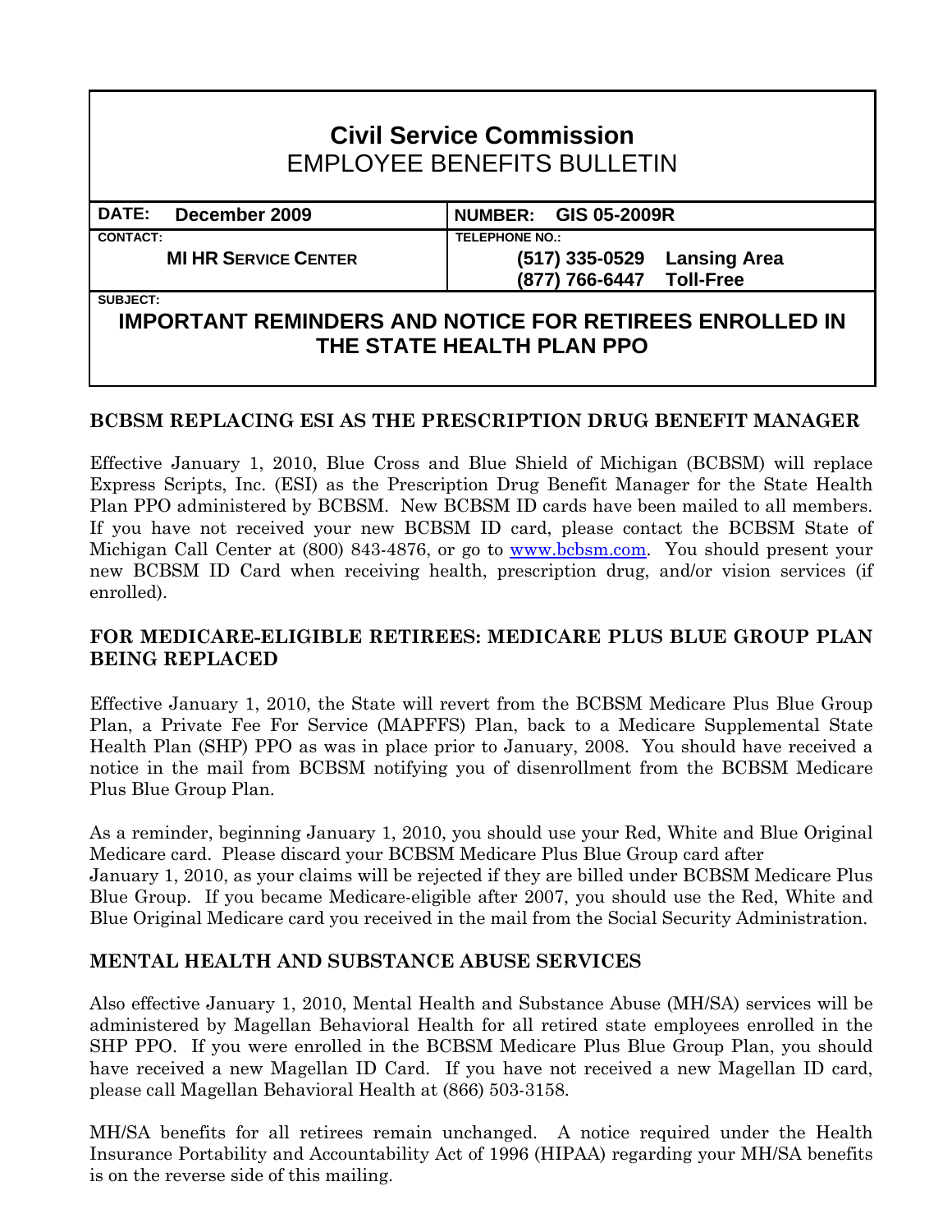# Civil Service Commission
## EMPLOYEE BENEFITS BULLETIN

| DATE: December 2009 | NUMBER: GIS 05-2009R |
|---|---|
| CONTACT: MI HR SERVICE CENTER | TELEPHONE NO.: (517) 335-0529 Lansing Area<br>(877) 766-6447 Toll-Free |

SUBJECT:

## IMPORTANT REMINDERS AND NOTICE FOR RETIREES ENROLLED IN THE STATE HEALTH PLAN PPO

### BCBSM REPLACING ESI AS THE PRESCRIPTION DRUG BENEFIT MANAGER

Effective January 1, 2010, Blue Cross and Blue Shield of Michigan (BCBSM) will replace Express Scripts, Inc. (ESI) as the Prescription Drug Benefit Manager for the State Health Plan PPO administered by BCBSM. New BCBSM ID cards have been mailed to all members. If you have not received your new BCBSM ID card, please contact the BCBSM State of Michigan Call Center at (800) 843-4876, or go to www.bcbsm.com. You should present your new BCBSM ID Card when receiving health, prescription drug, and/or vision services (if enrolled).

### FOR MEDICARE-ELIGIBLE RETIREES: MEDICARE PLUS BLUE GROUP PLAN BEING REPLACED

Effective January 1, 2010, the State will revert from the BCBSM Medicare Plus Blue Group Plan, a Private Fee For Service (MAPFFS) Plan, back to a Medicare Supplemental State Health Plan (SHP) PPO as was in place prior to January, 2008. You should have received a notice in the mail from BCBSM notifying you of disenrollment from the BCBSM Medicare Plus Blue Group Plan.

As a reminder, beginning January 1, 2010, you should use your Red, White and Blue Original Medicare card. Please discard your BCBSM Medicare Plus Blue Group card after January 1, 2010, as your claims will be rejected if they are billed under BCBSM Medicare Plus Blue Group. If you became Medicare-eligible after 2007, you should use the Red, White and Blue Original Medicare card you received in the mail from the Social Security Administration.

### MENTAL HEALTH AND SUBSTANCE ABUSE SERVICES

Also effective January 1, 2010, Mental Health and Substance Abuse (MH/SA) services will be administered by Magellan Behavioral Health for all retired state employees enrolled in the SHP PPO. If you were enrolled in the BCBSM Medicare Plus Blue Group Plan, you should have received a new Magellan ID Card. If you have not received a new Magellan ID card, please call Magellan Behavioral Health at (866) 503-3158.

MH/SA benefits for all retirees remain unchanged. A notice required under the Health Insurance Portability and Accountability Act of 1996 (HIPAA) regarding your MH/SA benefits is on the reverse side of this mailing.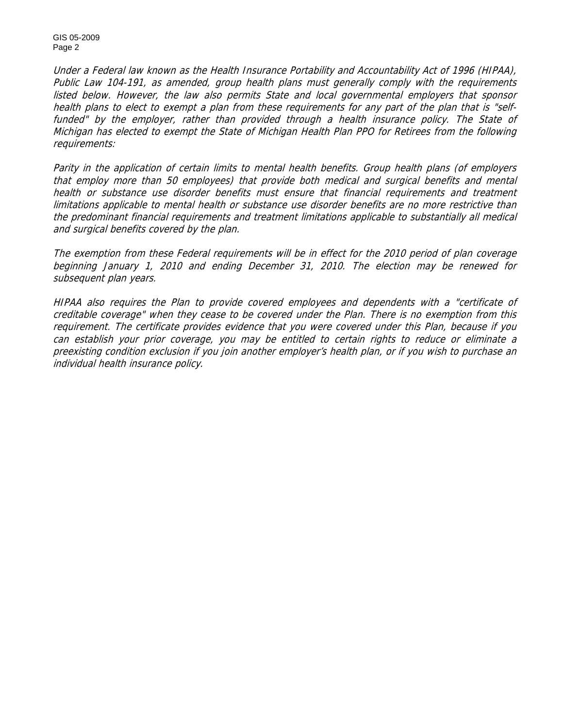*Under a Federal law known as the Health Insurance Portability and Accountability Act of 1996 (HIPAA), Public Law 104-191, as amended, group health plans must generally comply with the requirements listed below. However, the law also permits State and local governmental employers that sponsor health plans to elect to exempt a plan from these requirements for any part of the plan that is "self-funded" by the employer, rather than provided through a health insurance policy. The State of Michigan has elected to exempt the State of Michigan Health Plan PPO for Retirees from the following requirements:*

*Parity in the application of certain limits to mental health benefits. Group health plans (of employers that employ more than 50 employees) that provide both medical and surgical benefits and mental health or substance use disorder benefits must ensure that financial requirements and treatment limitations applicable to mental health or substance use disorder benefits are no more restrictive than the predominant financial requirements and treatment limitations applicable to substantially all medical and surgical benefits covered by the plan.*

*The exemption from these Federal requirements will be in effect for the 2010 period of plan coverage beginning January 1, 2010 and ending December 31, 2010. The election may be renewed for subsequent plan years.*

*HIPAA also requires the Plan to provide covered employees and dependents with a "certificate of creditable coverage" when they cease to be covered under the Plan. There is no exemption from this requirement. The certificate provides evidence that you were covered under this Plan, because if you can establish your prior coverage, you may be entitled to certain rights to reduce or eliminate a preexisting condition exclusion if you join another employer's health plan, or if you wish to purchase an individual health insurance policy.*